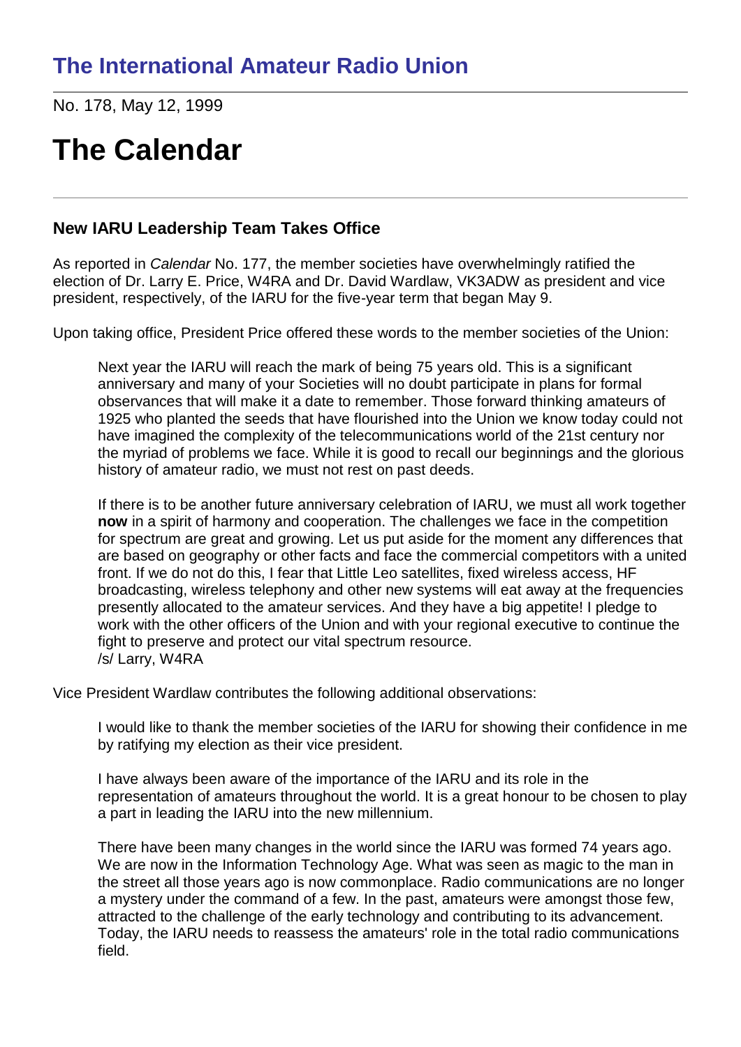# The International Amateur Radio Union

No. 178, May 12, 1999

# The Calendar

---

### New IARU Leadership Team Takes Office

As reported in *Calendar* No. 177, the member societies have overwhelmingly ratified the election of Dr. Larry E. Price, W4RA and Dr. David Wardlaw, VK3ADW as president and vice president, respectively, of the IARU for the five-year term that began May 9.

Upon taking office, President Price offered these words to the member societies of the Union:

> Next year the IARU will reach the mark of being 75 years old. This is a significant anniversary and many of your Societies will no doubt participate in plans for formal observances that will make it a date to remember. Those forward thinking amateurs of 1925 who planted the seeds that have flourished into the Union we know today could not have imagined the complexity of the telecommunications world of the 21st century nor the myriad of problems we face. While it is good to recall our beginnings and the glorious history of amateur radio, we must not rest on past deeds.
>
> If there is to be another future anniversary celebration of IARU, we must all work together **now** in a spirit of harmony and cooperation. The challenges we face in the competition for spectrum are great and growing. Let us put aside for the moment any differences that are based on geography or other facts and face the commercial competitors with a united front. If we do not do this, I fear that Little Leo satellites, fixed wireless access, HF broadcasting, wireless telephony and other new systems will eat away at the frequencies presently allocated to the amateur services. And they have a big appetite! I pledge to work with the other officers of the Union and with your regional executive to continue the fight to preserve and protect our vital spectrum resource.
> /s/ Larry, W4RA

Vice President Wardlaw contributes the following additional observations:

> I would like to thank the member societies of the IARU for showing their confidence in me by ratifying my election as their vice president.
>
> I have always been aware of the importance of the IARU and its role in the representation of amateurs throughout the world. It is a great honour to be chosen to play a part in leading the IARU into the new millennium.
>
> There have been many changes in the world since the IARU was formed 74 years ago. We are now in the Information Technology Age. What was seen as magic to the man in the street all those years ago is now commonplace. Radio communications are no longer a mystery under the command of a few. In the past, amateurs were amongst those few, attracted to the challenge of the early technology and contributing to its advancement. Today, the IARU needs to reassess the amateurs' role in the total radio communications field.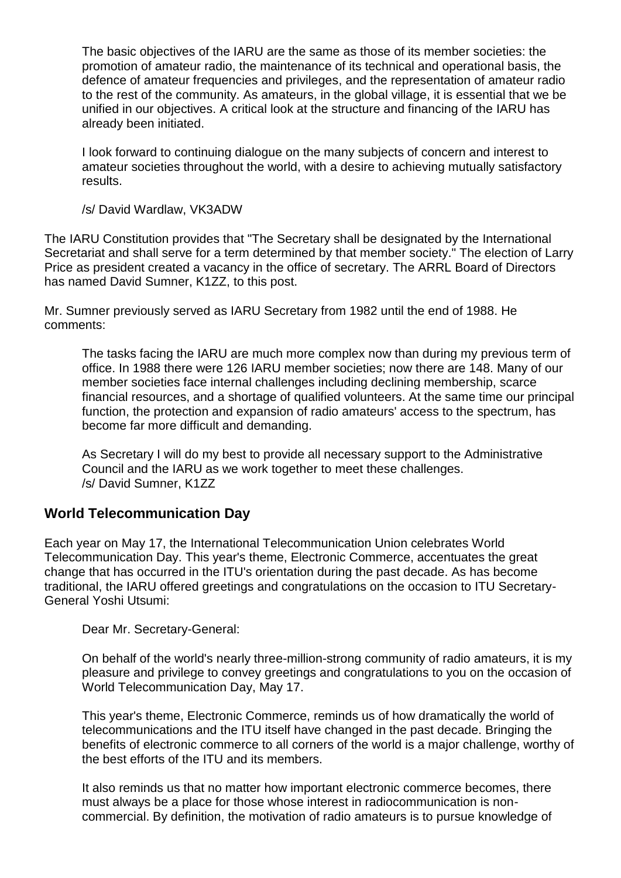> The basic objectives of the IARU are the same as those of its member societies: the promotion of amateur radio, the maintenance of its technical and operational basis, the defence of amateur frequencies and privileges, and the representation of amateur radio to the rest of the community. As amateurs, in the global village, it is essential that we be unified in our objectives. A critical look at the structure and financing of the IARU has already been initiated.
>
> I look forward to continuing dialogue on the many subjects of concern and interest to amateur societies throughout the world, with a desire to achieving mutually satisfactory results.
>
> /s/ David Wardlaw, VK3ADW

The IARU Constitution provides that "The Secretary shall be designated by the International Secretariat and shall serve for a term determined by that member society." The election of Larry Price as president created a vacancy in the office of secretary. The ARRL Board of Directors has named David Sumner, K1ZZ, to this post.

Mr. Sumner previously served as IARU Secretary from 1982 until the end of 1988. He comments:

> The tasks facing the IARU are much more complex now than during my previous term of office. In 1988 there were 126 IARU member societies; now there are 148. Many of our member societies face internal challenges including declining membership, scarce financial resources, and a shortage of qualified volunteers. At the same time our principal function, the protection and expansion of radio amateurs' access to the spectrum, has become far more difficult and demanding.
>
> As Secretary I will do my best to provide all necessary support to the Administrative Council and the IARU as we work together to meet these challenges.
> /s/ David Sumner, K1ZZ

## World Telecommunication Day

Each year on May 17, the International Telecommunication Union celebrates World Telecommunication Day. This year's theme, Electronic Commerce, accentuates the great change that has occurred in the ITU's orientation during the past decade. As has become traditional, the IARU offered greetings and congratulations on the occasion to ITU Secretary-General Yoshi Utsumi:

> Dear Mr. Secretary-General:
>
> On behalf of the world's nearly three-million-strong community of radio amateurs, it is my pleasure and privilege to convey greetings and congratulations to you on the occasion of World Telecommunication Day, May 17.
>
> This year's theme, Electronic Commerce, reminds us of how dramatically the world of telecommunications and the ITU itself have changed in the past decade. Bringing the benefits of electronic commerce to all corners of the world is a major challenge, worthy of the best efforts of the ITU and its members.
>
> It also reminds us that no matter how important electronic commerce becomes, there must always be a place for those whose interest in radiocommunication is non-commercial. By definition, the motivation of radio amateurs is to pursue knowledge of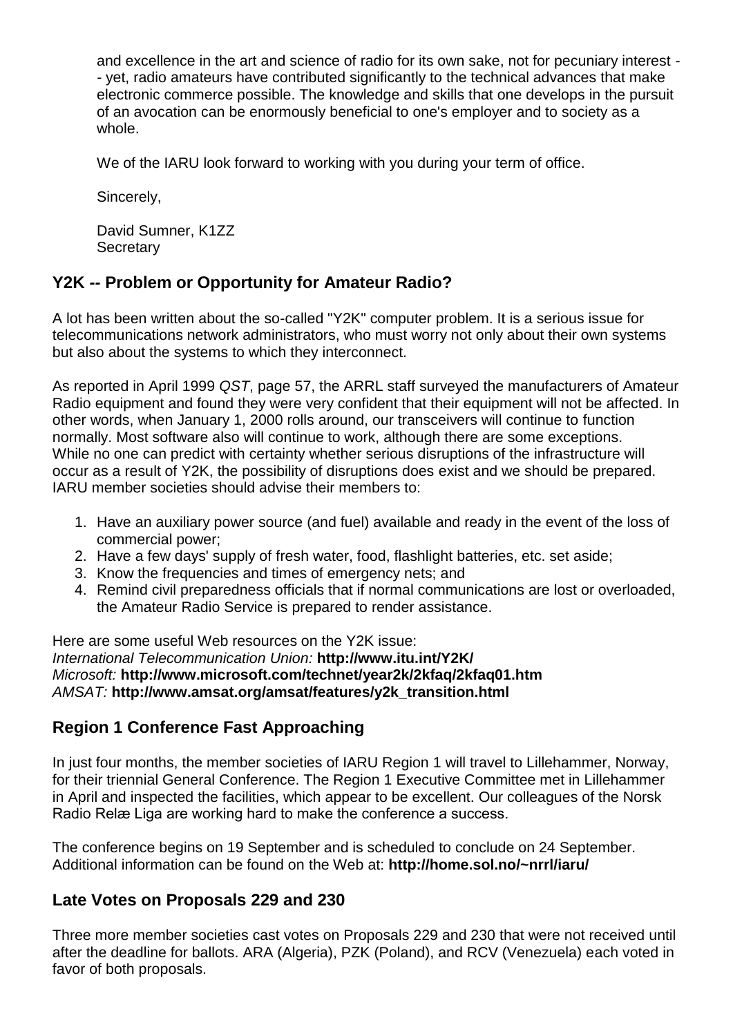and excellence in the art and science of radio for its own sake, not for pecuniary interest -- yet, radio amateurs have contributed significantly to the technical advances that make electronic commerce possible. The knowledge and skills that one develops in the pursuit of an avocation can be enormously beneficial to one's employer and to society as a whole.

We of the IARU look forward to working with you during your term of office.

Sincerely,

David Sumner, K1ZZ  
Secretary

## Y2K -- Problem or Opportunity for Amateur Radio?

A lot has been written about the so-called "Y2K" computer problem. It is a serious issue for telecommunications network administrators, who must worry not only about their own systems but also about the systems to which they interconnect.

As reported in April 1999 *QST*, page 57, the ARRL staff surveyed the manufacturers of Amateur Radio equipment and found they were very confident that their equipment will not be affected. In other words, when January 1, 2000 rolls around, our transceivers will continue to function normally. Most software also will continue to work, although there are some exceptions.
While no one can predict with certainty whether serious disruptions of the infrastructure will occur as a result of Y2K, the possibility of disruptions does exist and we should be prepared. IARU member societies should advise their members to:

1. Have an auxiliary power source (and fuel) available and ready in the event of the loss of commercial power;
2. Have a few days' supply of fresh water, food, flashlight batteries, etc. set aside;
3. Know the frequencies and times of emergency nets; and
4. Remind civil preparedness officials that if normal communications are lost or overloaded, the Amateur Radio Service is prepared to render assistance.

Here are some useful Web resources on the Y2K issue:  
*International Telecommunication Union:* **http://www.itu.int/Y2K/**  
*Microsoft:* **http://www.microsoft.com/technet/year2k/2kfaq/2kfaq01.htm**  
*AMSAT:* **http://www.amsat.org/amsat/features/y2k_transition.html**

## Region 1 Conference Fast Approaching

In just four months, the member societies of IARU Region 1 will travel to Lillehammer, Norway, for their triennial General Conference. The Region 1 Executive Committee met in Lillehammer in April and inspected the facilities, which appear to be excellent. Our colleagues of the Norsk Radio Relæ Liga are working hard to make the conference a success.

The conference begins on 19 September and is scheduled to conclude on 24 September. Additional information can be found on the Web at: **http://home.sol.no/~nrrl/iaru/**

## Late Votes on Proposals 229 and 230

Three more member societies cast votes on Proposals 229 and 230 that were not received until after the deadline for ballots. ARA (Algeria), PZK (Poland), and RCV (Venezuela) each voted in favor of both proposals.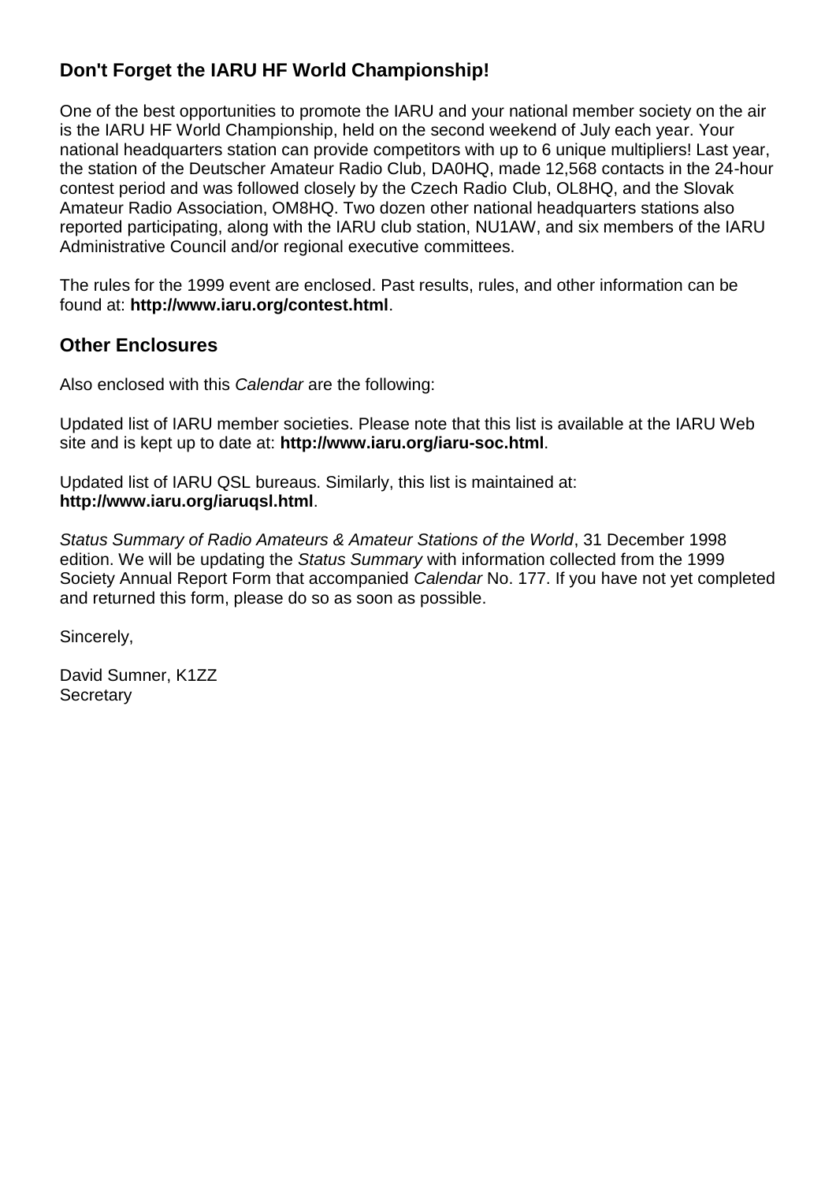## Don't Forget the IARU HF World Championship!

One of the best opportunities to promote the IARU and your national member society on the air is the IARU HF World Championship, held on the second weekend of July each year. Your national headquarters station can provide competitors with up to 6 unique multipliers! Last year, the station of the Deutscher Amateur Radio Club, DA0HQ, made 12,568 contacts in the 24-hour contest period and was followed closely by the Czech Radio Club, OL8HQ, and the Slovak Amateur Radio Association, OM8HQ. Two dozen other national headquarters stations also reported participating, along with the IARU club station, NU1AW, and six members of the IARU Administrative Council and/or regional executive committees.

The rules for the 1999 event are enclosed. Past results, rules, and other information can be found at: **http://www.iaru.org/contest.html**.

## Other Enclosures

Also enclosed with this *Calendar* are the following:

Updated list of IARU member societies. Please note that this list is available at the IARU Web site and is kept up to date at: **http://www.iaru.org/iaru-soc.html**.

Updated list of IARU QSL bureaus. Similarly, this list is maintained at: **http://www.iaru.org/iaruqsl.html**.

*Status Summary of Radio Amateurs & Amateur Stations of the World*, 31 December 1998 edition. We will be updating the *Status Summary* with information collected from the 1999 Society Annual Report Form that accompanied *Calendar* No. 177. If you have not yet completed and returned this form, please do so as soon as possible.

Sincerely,

David Sumner, K1ZZ
Secretary